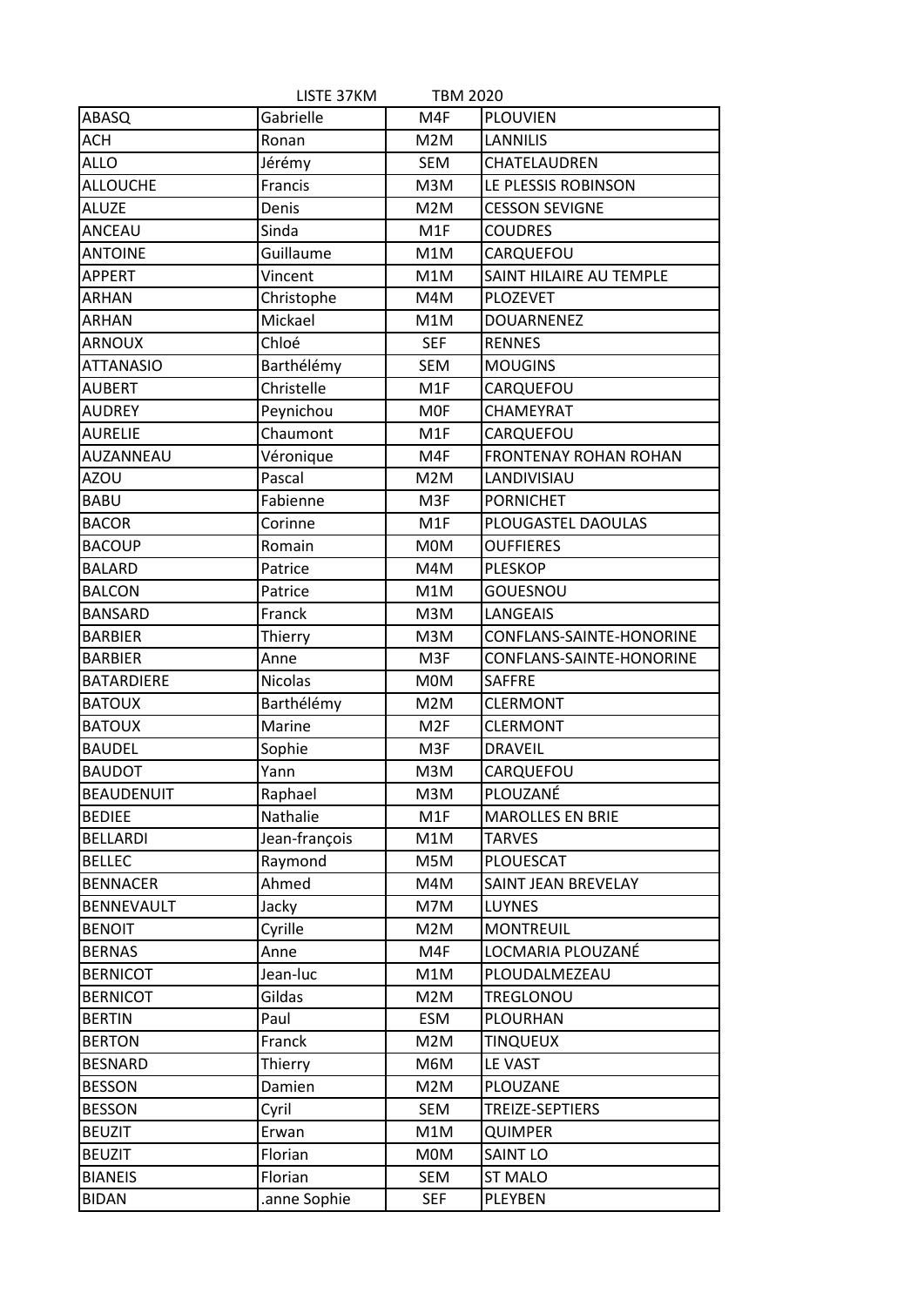LISTE 37KM TBM 2020

| | | | |
|---|---|---|---|
| ABASQ | Gabrielle | M4F | PLOUVIEN |
| ACH | Ronan | M2M | LANNILIS |
| ALLO | Jérémy | SEM | CHATELAUDREN |
| ALLOUCHE | Francis | M3M | LE PLESSIS ROBINSON |
| ALUZE | Denis | M2M | CESSON SEVIGNE |
| ANCEAU | Sinda | M1F | COUDRES |
| ANTOINE | Guillaume | M1M | CARQUEFOU |
| APPERT | Vincent | M1M | SAINT HILAIRE AU TEMPLE |
| ARHAN | Christophe | M4M | PLOZEVET |
| ARHAN | Mickael | M1M | DOUARNENEZ |
| ARNOUX | Chloé | SEF | RENNES |
| ATTANASIO | Barthélémy | SEM | MOUGINS |
| AUBERT | Christelle | M1F | CARQUEFOU |
| AUDREY | Peynichou | M0F | CHAMEYRAT |
| AURELIE | Chaumont | M1F | CARQUEFOU |
| AUZANNEAU | Véronique | M4F | FRONTENAY ROHAN ROHAN |
| AZOU | Pascal | M2M | LANDIVISIAU |
| BABU | Fabienne | M3F | PORNICHET |
| BACOR | Corinne | M1F | PLOUGASTEL DAOULAS |
| BACOUP | Romain | M0M | OUFFIERES |
| BALARD | Patrice | M4M | PLESKOP |
| BALCON | Patrice | M1M | GOUESNOU |
| BANSARD | Franck | M3M | LANGEAIS |
| BARBIER | Thierry | M3M | CONFLANS-SAINTE-HONORINE |
| BARBIER | Anne | M3F | CONFLANS-SAINTE-HONORINE |
| BATARDIERE | Nicolas | M0M | SAFFRE |
| BATOUX | Barthélémy | M2M | CLERMONT |
| BATOUX | Marine | M2F | CLERMONT |
| BAUDEL | Sophie | M3F | DRAVEIL |
| BAUDOT | Yann | M3M | CARQUEFOU |
| BEAUDENUIT | Raphael | M3M | PLOUZANÉ |
| BEDIEE | Nathalie | M1F | MAROLLES EN BRIE |
| BELLARDI | Jean-françois | M1M | TARVES |
| BELLEC | Raymond | M5M | PLOUESCAT |
| BENNACER | Ahmed | M4M | SAINT JEAN BREVELAY |
| BENNEVAULT | Jacky | M7M | LUYNES |
| BENOIT | Cyrille | M2M | MONTREUIL |
| BERNAS | Anne | M4F | LOCMARIA PLOUZANÉ |
| BERNICOT | Jean-luc | M1M | PLOUDALMEZEAU |
| BERNICOT | Gildas | M2M | TREGLONOU |
| BERTIN | Paul | ESM | PLOURHAN |
| BERTON | Franck | M2M | TINQUEUX |
| BESNARD | Thierry | M6M | LE VAST |
| BESSON | Damien | M2M | PLOUZANE |
| BESSON | Cyril | SEM | TREIZE-SEPTIERS |
| BEUZIT | Erwan | M1M | QUIMPER |
| BEUZIT | Florian | M0M | SAINT LO |
| BIANEIS | Florian | SEM | ST MALO |
| BIDAN | .anne Sophie | SEF | PLEYBEN |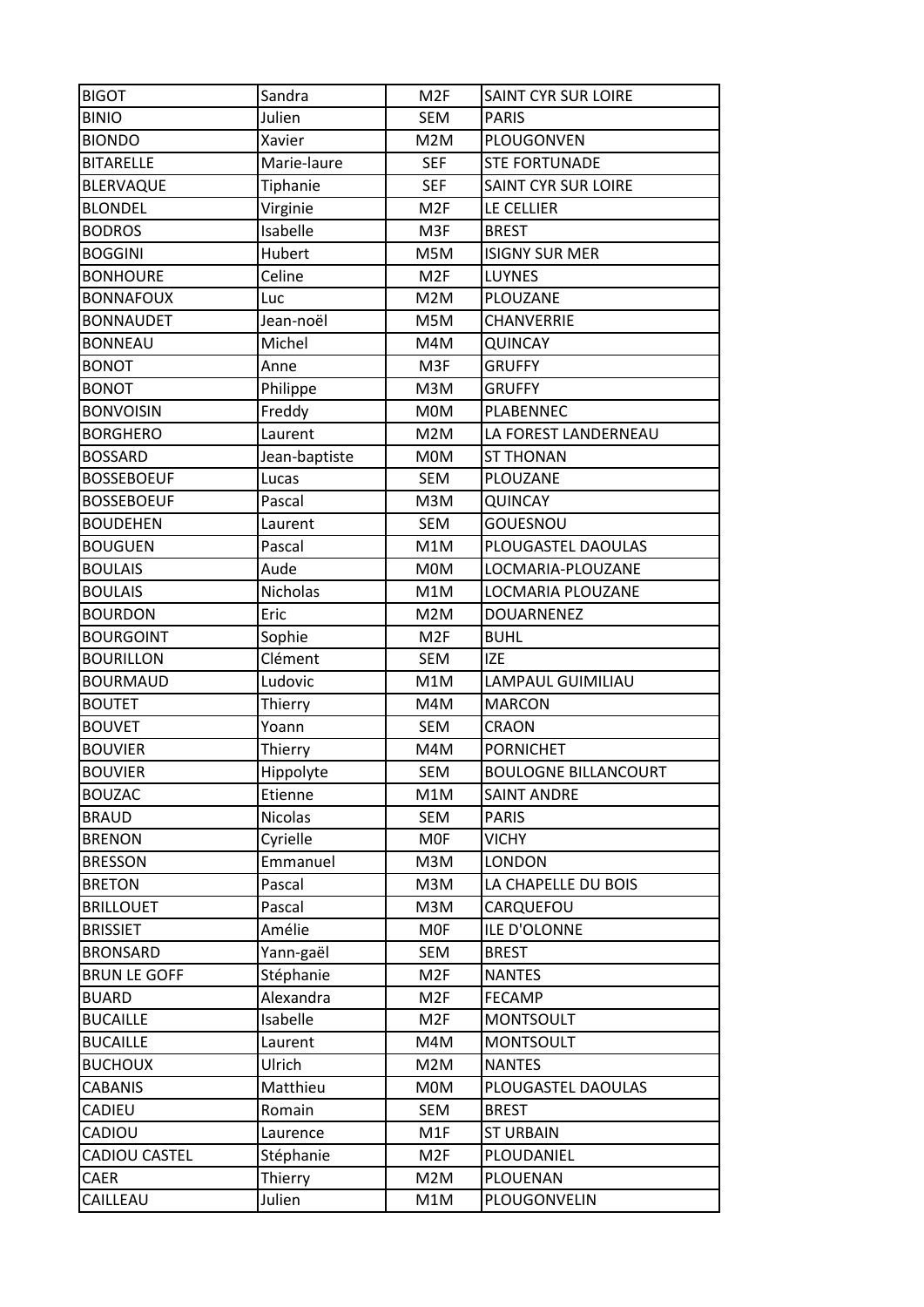| BIGOT | Sandra | M2F | SAINT CYR SUR LOIRE |
|---|---|---|---|
| BINIO | Julien | SEM | PARIS |
| BIONDO | Xavier | M2M | PLOUGONVEN |
| BITARELLE | Marie-laure | SEF | STE FORTUNADE |
| BLERVAQUE | Tiphanie | SEF | SAINT CYR SUR LOIRE |
| BLONDEL | Virginie | M2F | LE CELLIER |
| BODROS | Isabelle | M3F | BREST |
| BOGGINI | Hubert | M5M | ISIGNY SUR MER |
| BONHOURE | Celine | M2F | LUYNES |
| BONNAFOUX | Luc | M2M | PLOUZANE |
| BONNAUDET | Jean-noël | M5M | CHANVERRIE |
| BONNEAU | Michel | M4M | QUINCAY |
| BONOT | Anne | M3F | GRUFFY |
| BONOT | Philippe | M3M | GRUFFY |
| BONVOISIN | Freddy | M0M | PLABENNEC |
| BORGHERO | Laurent | M2M | LA FOREST LANDERNEAU |
| BOSSARD | Jean-baptiste | M0M | ST THONAN |
| BOSSEBOEUF | Lucas | SEM | PLOUZANE |
| BOSSEBOEUF | Pascal | M3M | QUINCAY |
| BOUDEHEN | Laurent | SEM | GOUESNOU |
| BOUGUEN | Pascal | M1M | PLOUGASTEL DAOULAS |
| BOULAIS | Aude | M0M | LOCMARIA-PLOUZANE |
| BOULAIS | Nicholas | M1M | LOCMARIA PLOUZANE |
| BOURDON | Eric | M2M | DOUARNENEZ |
| BOURGOINT | Sophie | M2F | BUHL |
| BOURILLON | Clément | SEM | IZE |
| BOURMAUD | Ludovic | M1M | LAMPAUL GUIMILIAU |
| BOUTET | Thierry | M4M | MARCON |
| BOUVET | Yoann | SEM | CRAON |
| BOUVIER | Thierry | M4M | PORNICHET |
| BOUVIER | Hippolyte | SEM | BOULOGNE BILLANCOURT |
| BOUZAC | Etienne | M1M | SAINT ANDRE |
| BRAUD | Nicolas | SEM | PARIS |
| BRENON | Cyrielle | M0F | VICHY |
| BRESSON | Emmanuel | M3M | LONDON |
| BRETON | Pascal | M3M | LA CHAPELLE DU BOIS |
| BRILLOUET | Pascal | M3M | CARQUEFOU |
| BRISSIET | Amélie | M0F | ILE D'OLONNE |
| BRONSARD | Yann-gaël | SEM | BREST |
| BRUN LE GOFF | Stéphanie | M2F | NANTES |
| BUARD | Alexandra | M2F | FECAMP |
| BUCAILLE | Isabelle | M2F | MONTSOULT |
| BUCAILLE | Laurent | M4M | MONTSOULT |
| BUCHOUX | Ulrich | M2M | NANTES |
| CABANIS | Matthieu | M0M | PLOUGASTEL DAOULAS |
| CADIEU | Romain | SEM | BREST |
| CADIOU | Laurence | M1F | ST URBAIN |
| CADIOU CASTEL | Stéphanie | M2F | PLOUDANIEL |
| CAER | Thierry | M2M | PLOUENAN |
| CAILLEAU | Julien | M1M | PLOUGONVELIN |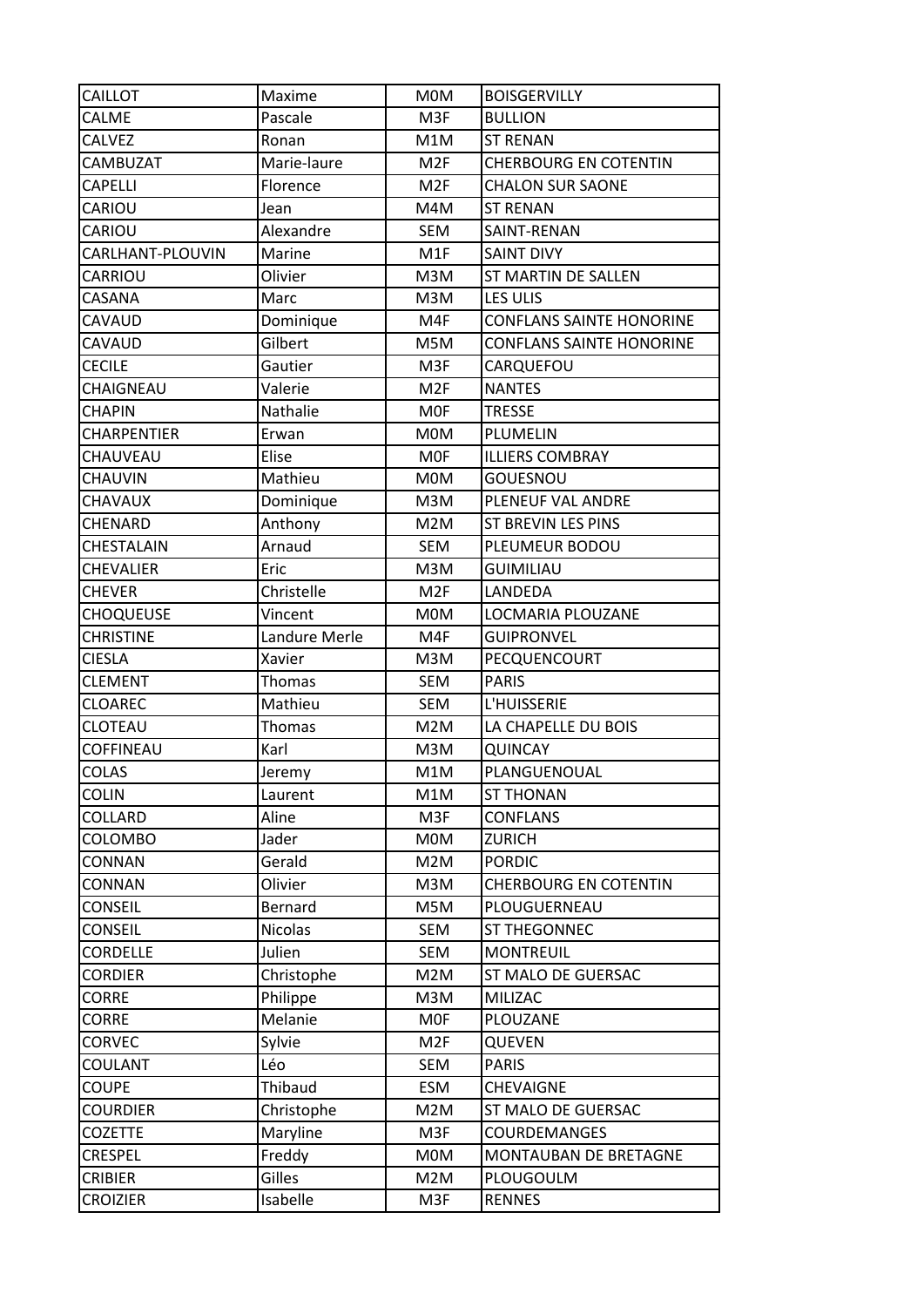| CAILLOT | Maxime | M0M | BOISGERVILLY |
|---|---|---|---|
| CALME | Pascale | M3F | BULLION |
| CALVEZ | Ronan | M1M | ST RENAN |
| CAMBUZAT | Marie-laure | M2F | CHERBOURG EN COTENTIN |
| CAPELLI | Florence | M2F | CHALON SUR SAONE |
| CARIOU | Jean | M4M | ST RENAN |
| CARIOU | Alexandre | SEM | SAINT-RENAN |
| CARLHANT-PLOUVIN | Marine | M1F | SAINT DIVY |
| CARRIOU | Olivier | M3M | ST MARTIN DE SALLEN |
| CASANA | Marc | M3M | LES ULIS |
| CAVAUD | Dominique | M4F | CONFLANS SAINTE HONORINE |
| CAVAUD | Gilbert | M5M | CONFLANS SAINTE HONORINE |
| CECILE | Gautier | M3F | CARQUEFOU |
| CHAIGNEAU | Valerie | M2F | NANTES |
| CHAPIN | Nathalie | M0F | TRESSE |
| CHARPENTIER | Erwan | M0M | PLUMELIN |
| CHAUVEAU | Elise | M0F | ILLIERS COMBRAY |
| CHAUVIN | Mathieu | M0M | GOUESNOU |
| CHAVAUX | Dominique | M3M | PLENEUF VAL ANDRE |
| CHENARD | Anthony | M2M | ST BREVIN LES PINS |
| CHESTALAIN | Arnaud | SEM | PLEUMEUR BODOU |
| CHEVALIER | Eric | M3M | GUIMILIAU |
| CHEVER | Christelle | M2F | LANDEDA |
| CHOQUEUSE | Vincent | M0M | LOCMARIA PLOUZANE |
| CHRISTINE | Landure Merle | M4F | GUIPRONVEL |
| CIESLA | Xavier | M3M | PECQUENCOURT |
| CLEMENT | Thomas | SEM | PARIS |
| CLOAREC | Mathieu | SEM | L'HUISSERIE |
| CLOTEAU | Thomas | M2M | LA CHAPELLE DU BOIS |
| COFFINEAU | Karl | M3M | QUINCAY |
| COLAS | Jeremy | M1M | PLANGUENOUAL |
| COLIN | Laurent | M1M | ST THONAN |
| COLLARD | Aline | M3F | CONFLANS |
| COLOMBO | Jader | M0M | ZURICH |
| CONNAN | Gerald | M2M | PORDIC |
| CONNAN | Olivier | M3M | CHERBOURG EN COTENTIN |
| CONSEIL | Bernard | M5M | PLOUGUERNEAU |
| CONSEIL | Nicolas | SEM | ST THEGONNEC |
| CORDELLE | Julien | SEM | MONTREUIL |
| CORDIER | Christophe | M2M | ST MALO DE GUERSAC |
| CORRE | Philippe | M3M | MILIZAC |
| CORRE | Melanie | M0F | PLOUZANE |
| CORVEC | Sylvie | M2F | QUEVEN |
| COULANT | Léo | SEM | PARIS |
| COUPE | Thibaud | ESM | CHEVAIGNE |
| COURDIER | Christophe | M2M | ST MALO DE GUERSAC |
| COZETTE | Maryline | M3F | COURDEMANGES |
| CRESPEL | Freddy | M0M | MONTAUBAN DE BRETAGNE |
| CRIBIER | Gilles | M2M | PLOUGOULM |
| CROIZIER | Isabelle | M3F | RENNES |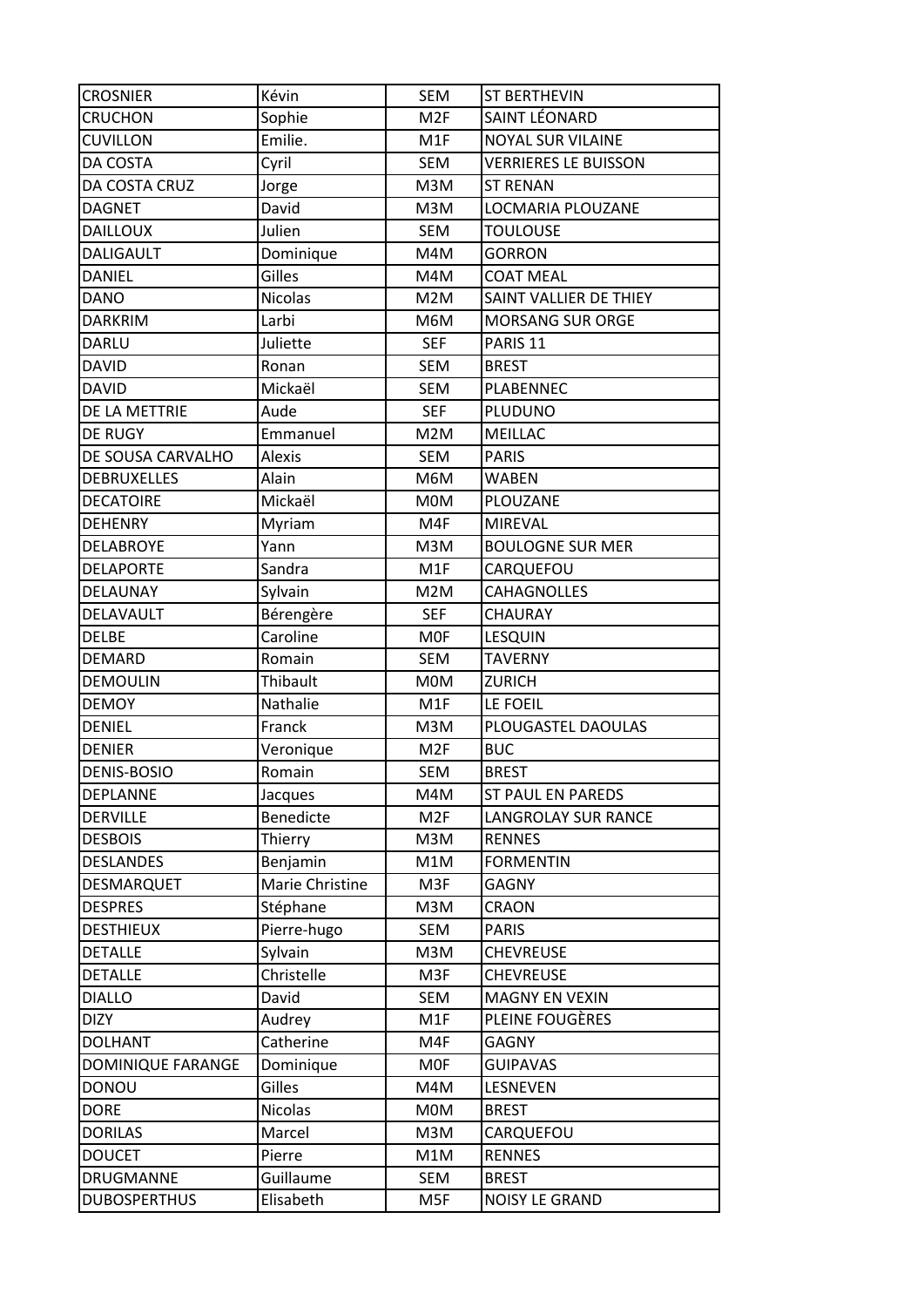| CROSNIER | Kévin | SEM | ST BERTHEVIN |
|---|---|---|---|
| CRUCHON | Sophie | M2F | SAINT LÉONARD |
| CUVILLON | Emilie. | M1F | NOYAL SUR VILAINE |
| DA COSTA | Cyril | SEM | VERRIERES LE BUISSON |
| DA COSTA CRUZ | Jorge | M3M | ST RENAN |
| DAGNET | David | M3M | LOCMARIA PLOUZANE |
| DAILLOUX | Julien | SEM | TOULOUSE |
| DALIGAULT | Dominique | M4M | GORRON |
| DANIEL | Gilles | M4M | COAT MEAL |
| DANO | Nicolas | M2M | SAINT VALLIER DE THIEY |
| DARKRIM | Larbi | M6M | MORSANG SUR ORGE |
| DARLU | Juliette | SEF | PARIS 11 |
| DAVID | Ronan | SEM | BREST |
| DAVID | Mickaël | SEM | PLABENNEC |
| DE LA METTRIE | Aude | SEF | PLUDUNO |
| DE RUGY | Emmanuel | M2M | MEILLAC |
| DE SOUSA CARVALHO | Alexis | SEM | PARIS |
| DEBRUXELLES | Alain | M6M | WABEN |
| DECATOIRE | Mickaël | M0M | PLOUZANE |
| DEHENRY | Myriam | M4F | MIREVAL |
| DELABROYE | Yann | M3M | BOULOGNE SUR MER |
| DELAPORTE | Sandra | M1F | CARQUEFOU |
| DELAUNAY | Sylvain | M2M | CAHAGNOLLES |
| DELAVAULT | Bérengère | SEF | CHAURAY |
| DELBE | Caroline | M0F | LESQUIN |
| DEMARD | Romain | SEM | TAVERNY |
| DEMOULIN | Thibault | M0M | ZURICH |
| DEMOY | Nathalie | M1F | LE FOEIL |
| DENIEL | Franck | M3M | PLOUGASTEL DAOULAS |
| DENIER | Veronique | M2F | BUC |
| DENIS-BOSIO | Romain | SEM | BREST |
| DEPLANNE | Jacques | M4M | ST PAUL EN PAREDS |
| DERVILLE | Benedicte | M2F | LANGROLAY SUR RANCE |
| DESBOIS | Thierry | M3M | RENNES |
| DESLANDES | Benjamin | M1M | FORMENTIN |
| DESMARQUET | Marie Christine | M3F | GAGNY |
| DESPRES | Stéphane | M3M | CRAON |
| DESTHIEUX | Pierre-hugo | SEM | PARIS |
| DETALLE | Sylvain | M3M | CHEVREUSE |
| DETALLE | Christelle | M3F | CHEVREUSE |
| DIALLO | David | SEM | MAGNY EN VEXIN |
| DIZY | Audrey | M1F | PLEINE FOUGÈRES |
| DOLHANT | Catherine | M4F | GAGNY |
| DOMINIQUE FARANGE | Dominique | M0F | GUIPAVAS |
| DONOU | Gilles | M4M | LESNEVEN |
| DORE | Nicolas | M0M | BREST |
| DORILAS | Marcel | M3M | CARQUEFOU |
| DOUCET | Pierre | M1M | RENNES |
| DRUGMANNE | Guillaume | SEM | BREST |
| DUBOSPERTHUS | Elisabeth | M5F | NOISY LE GRAND |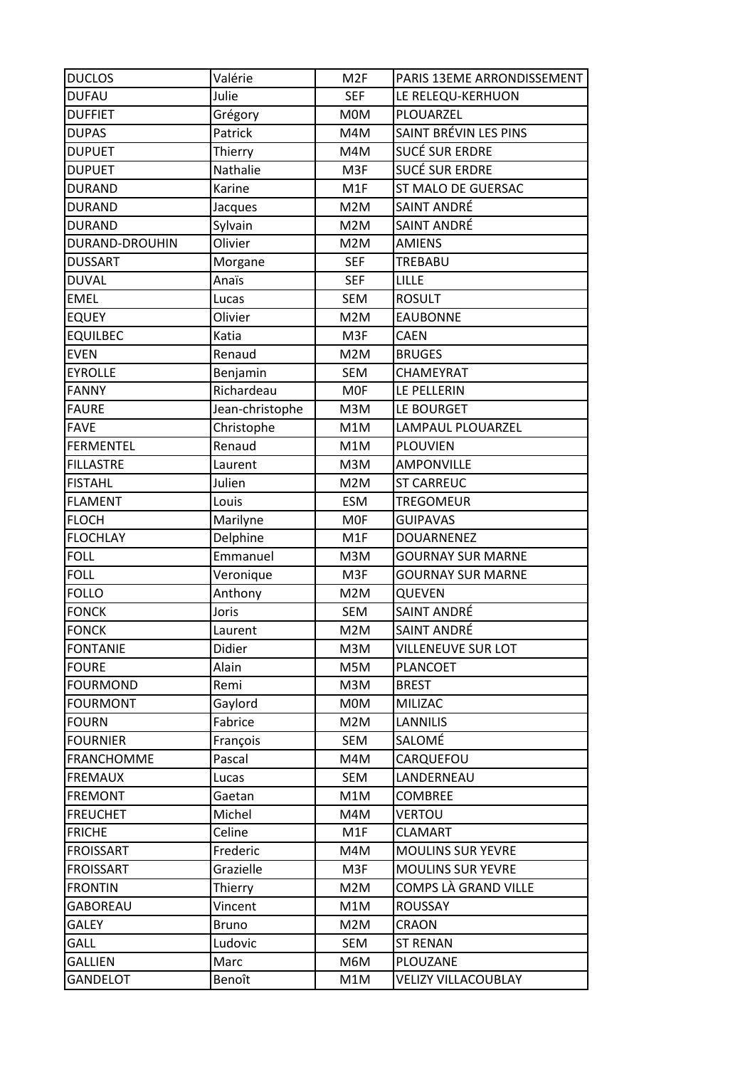| DUCLOS | Valérie | M2F | PARIS 13EME ARRONDISSEMENT |
|---|---|---|---|
| DUFAU | Julie | SEF | LE RELEQU-KERHUON |
| DUFFIET | Grégory | M0M | PLOUARZEL |
| DUPAS | Patrick | M4M | SAINT BRÉVIN LES PINS |
| DUPUET | Thierry | M4M | SUCÉ SUR ERDRE |
| DUPUET | Nathalie | M3F | SUCÉ SUR ERDRE |
| DURAND | Karine | M1F | ST MALO DE GUERSAC |
| DURAND | Jacques | M2M | SAINT ANDRÉ |
| DURAND | Sylvain | M2M | SAINT ANDRÉ |
| DURAND-DROUHIN | Olivier | M2M | AMIENS |
| DUSSART | Morgane | SEF | TREBABU |
| DUVAL | Anaïs | SEF | LILLE |
| EMEL | Lucas | SEM | ROSULT |
| EQUEY | Olivier | M2M | EAUBONNE |
| EQUILBEC | Katia | M3F | CAEN |
| EVEN | Renaud | M2M | BRUGES |
| EYROLLE | Benjamin | SEM | CHAMEYRAT |
| FANNY | Richardeau | M0F | LE PELLERIN |
| FAURE | Jean-christophe | M3M | LE BOURGET |
| FAVE | Christophe | M1M | LAMPAUL PLOUARZEL |
| FERMENTEL | Renaud | M1M | PLOUVIEN |
| FILLASTRE | Laurent | M3M | AMPONVILLE |
| FISTAHL | Julien | M2M | ST CARREUC |
| FLAMENT | Louis | ESM | TREGOMEUR |
| FLOCH | Marilyne | M0F | GUIPAVAS |
| FLOCHLAY | Delphine | M1F | DOUARNENEZ |
| FOLL | Emmanuel | M3M | GOURNAY SUR MARNE |
| FOLL | Veronique | M3F | GOURNAY SUR MARNE |
| FOLLO | Anthony | M2M | QUEVEN |
| FONCK | Joris | SEM | SAINT ANDRÉ |
| FONCK | Laurent | M2M | SAINT ANDRÉ |
| FONTANIE | Didier | M3M | VILLENEUVE SUR LOT |
| FOURE | Alain | M5M | PLANCOET |
| FOURMOND | Remi | M3M | BREST |
| FOURMONT | Gaylord | M0M | MILIZAC |
| FOURN | Fabrice | M2M | LANNILIS |
| FOURNIER | François | SEM | SALOMÉ |
| FRANCHOMME | Pascal | M4M | CARQUEFOU |
| FREMAUX | Lucas | SEM | LANDERNEAU |
| FREMONT | Gaetan | M1M | COMBREE |
| FREUCHET | Michel | M4M | VERTOU |
| FRICHE | Celine | M1F | CLAMART |
| FROISSART | Frederic | M4M | MOULINS SUR YEVRE |
| FROISSART | Grazielle | M3F | MOULINS SUR YEVRE |
| FRONTIN | Thierry | M2M | COMPS LÀ GRAND VILLE |
| GABOREAU | Vincent | M1M | ROUSSAY |
| GALEY | Bruno | M2M | CRAON |
| GALL | Ludovic | SEM | ST RENAN |
| GALLIEN | Marc | M6M | PLOUZANE |
| GANDELOT | Benoît | M1M | VELIZY VILLACOUBLAY |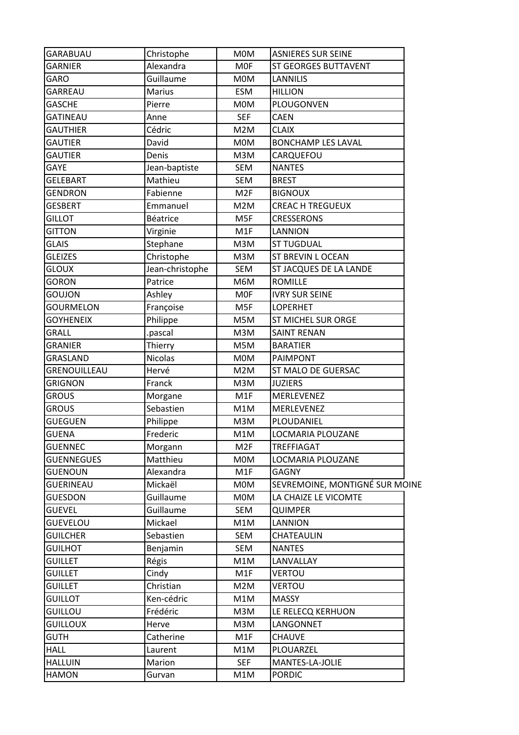| GARABUAU | Christophe | M0M | ASNIERES SUR SEINE |
|---|---|---|---|
| GARNIER | Alexandra | M0F | ST GEORGES BUTTAVENT |
| GARO | Guillaume | M0M | LANNILIS |
| GARREAU | Marius | ESM | HILLION |
| GASCHE | Pierre | M0M | PLOUGONVEN |
| GATINEAU | Anne | SEF | CAEN |
| GAUTHIER | Cédric | M2M | CLAIX |
| GAUTIER | David | M0M | BONCHAMP LES LAVAL |
| GAUTIER | Denis | M3M | CARQUEFOU |
| GAYE | Jean-baptiste | SEM | NANTES |
| GELEBART | Mathieu | SEM | BREST |
| GENDRON | Fabienne | M2F | BIGNOUX |
| GESBERT | Emmanuel | M2M | CREAC H TREGUEUX |
| GILLOT | Béatrice | M5F | CRESSERONS |
| GITTON | Virginie | M1F | LANNION |
| GLAIS | Stephane | M3M | ST TUGDUAL |
| GLEIZES | Christophe | M3M | ST BREVIN L OCEAN |
| GLOUX | Jean-christophe | SEM | ST JACQUES DE LA LANDE |
| GORON | Patrice | M6M | ROMILLE |
| GOUJON | Ashley | M0F | IVRY SUR SEINE |
| GOURMELON | Françoise | M5F | LOPERHET |
| GOYHENEIX | Philippe | M5M | ST MICHEL SUR ORGE |
| GRALL | .pascal | M3M | SAINT RENAN |
| GRANIER | Thierry | M5M | BARATIER |
| GRASLAND | Nicolas | M0M | PAIMPONT |
| GRENOUILLEAU | Hervé | M2M | ST MALO DE GUERSAC |
| GRIGNON | Franck | M3M | JUZIERS |
| GROUS | Morgane | M1F | MERLEVENEZ |
| GROUS | Sebastien | M1M | MERLEVENEZ |
| GUEGUEN | Philippe | M3M | PLOUDANIEL |
| GUENA | Frederic | M1M | LOCMARIA PLOUZANE |
| GUENNEC | Morgann | M2F | TREFFIAGAT |
| GUENNEGUES | Matthieu | M0M | LOCMARIA PLOUZANE |
| GUENOUN | Alexandra | M1F | GAGNY |
| GUERINEAU | Mickaël | M0M | SEVREMOINE, MONTIGNÉ SUR MOINE |
| GUESDON | Guillaume | M0M | LA CHAIZE LE VICOMTE |
| GUEVEL | Guillaume | SEM | QUIMPER |
| GUEVELOU | Mickael | M1M | LANNION |
| GUILCHER | Sebastien | SEM | CHATEAULIN |
| GUILHOT | Benjamin | SEM | NANTES |
| GUILLET | Régis | M1M | LANVALLAY |
| GUILLET | Cindy | M1F | VERTOU |
| GUILLET | Christian | M2M | VERTOU |
| GUILLOT | Ken-cédric | M1M | MASSY |
| GUILLOU | Frédéric | M3M | LE RELECQ KERHUON |
| GUILLOUX | Herve | M3M | LANGONNET |
| GUTH | Catherine | M1F | CHAUVE |
| HALL | Laurent | M1M | PLOUARZEL |
| HALLUIN | Marion | SEF | MANTES-LA-JOLIE |
| HAMON | Gurvan | M1M | PORDIC |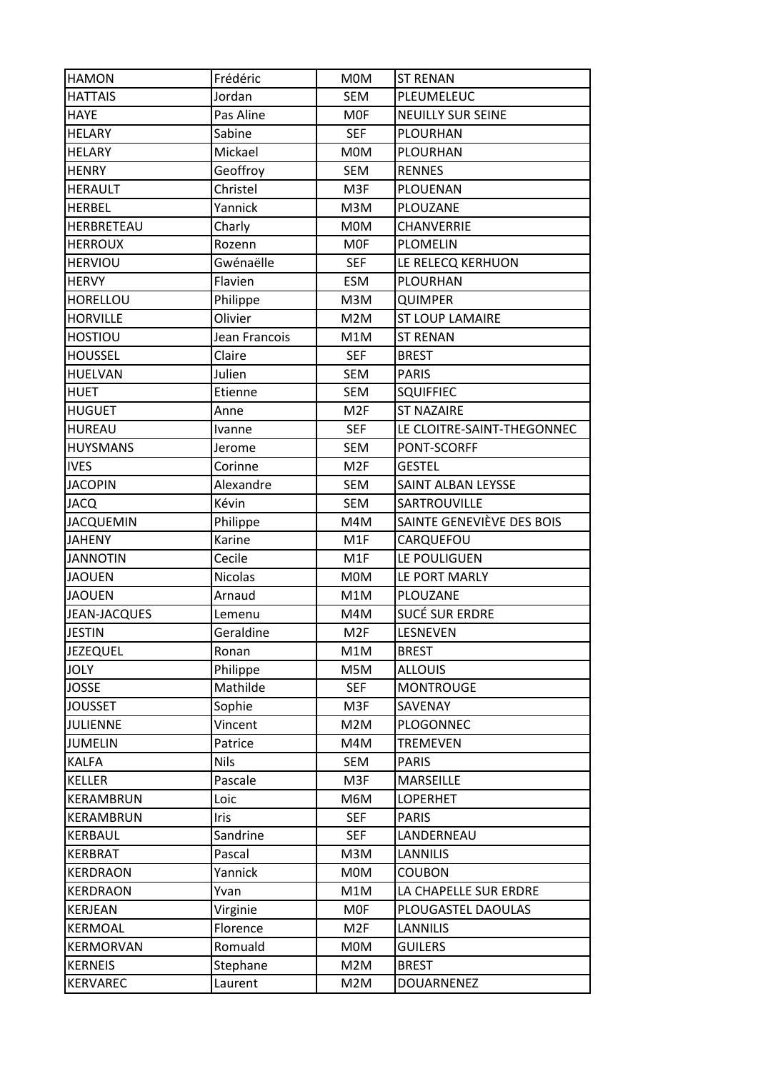| HAMON | Frédéric | M0M | ST RENAN |
|---|---|---|---|
| HATTAIS | Jordan | SEM | PLEUMELEUC |
| HAYE | Pas Aline | M0F | NEUILLY SUR SEINE |
| HELARY | Sabine | SEF | PLOURHAN |
| HELARY | Mickael | M0M | PLOURHAN |
| HENRY | Geoffroy | SEM | RENNES |
| HERAULT | Christel | M3F | PLOUENAN |
| HERBEL | Yannick | M3M | PLOUZANE |
| HERBRETEAU | Charly | M0M | CHANVERRIE |
| HERROUX | Rozenn | M0F | PLOMELIN |
| HERVIOU | Gwénaëlle | SEF | LE RELECQ KERHUON |
| HERVY | Flavien | ESM | PLOURHAN |
| HORELLOU | Philippe | M3M | QUIMPER |
| HORVILLE | Olivier | M2M | ST LOUP LAMAIRE |
| HOSTIOU | Jean Francois | M1M | ST RENAN |
| HOUSSEL | Claire | SEF | BREST |
| HUELVAN | Julien | SEM | PARIS |
| HUET | Etienne | SEM | SQUIFFIEC |
| HUGUET | Anne | M2F | ST NAZAIRE |
| HUREAU | Ivanne | SEF | LE CLOITRE-SAINT-THEGONNEC |
| HUYSMANS | Jerome | SEM | PONT-SCORFF |
| IVES | Corinne | M2F | GESTEL |
| JACOPIN | Alexandre | SEM | SAINT ALBAN LEYSSE |
| JACQ | Kévin | SEM | SARTROUVILLE |
| JACQUEMIN | Philippe | M4M | SAINTE GENEVIÈVE DES BOIS |
| JAHENY | Karine | M1F | CARQUEFOU |
| JANNOTIN | Cecile | M1F | LE POULIGUEN |
| JAOUEN | Nicolas | M0M | LE PORT MARLY |
| JAOUEN | Arnaud | M1M | PLOUZANE |
| JEAN-JACQUES | Lemenu | M4M | SUCÉ SUR ERDRE |
| JESTIN | Geraldine | M2F | LESNEVEN |
| JEZEQUEL | Ronan | M1M | BREST |
| JOLY | Philippe | M5M | ALLOUIS |
| JOSSE | Mathilde | SEF | MONTROUGE |
| JOUSSET | Sophie | M3F | SAVENAY |
| JULIENNE | Vincent | M2M | PLOGONNEC |
| JUMELIN | Patrice | M4M | TREMEVEN |
| KALFA | Nils | SEM | PARIS |
| KELLER | Pascale | M3F | MARSEILLE |
| KERAMBRUN | Loic | M6M | LOPERHET |
| KERAMBRUN | Iris | SEF | PARIS |
| KERBAUL | Sandrine | SEF | LANDERNEAU |
| KERBRAT | Pascal | M3M | LANNILIS |
| KERDRAON | Yannick | M0M | COUBON |
| KERDRAON | Yvan | M1M | LA CHAPELLE SUR ERDRE |
| KERJEAN | Virginie | M0F | PLOUGASTEL DAOULAS |
| KERMOAL | Florence | M2F | LANNILIS |
| KERMORVAN | Romuald | M0M | GUILERS |
| KERNEIS | Stephane | M2M | BREST |
| KERVAREC | Laurent | M2M | DOUARNENEZ |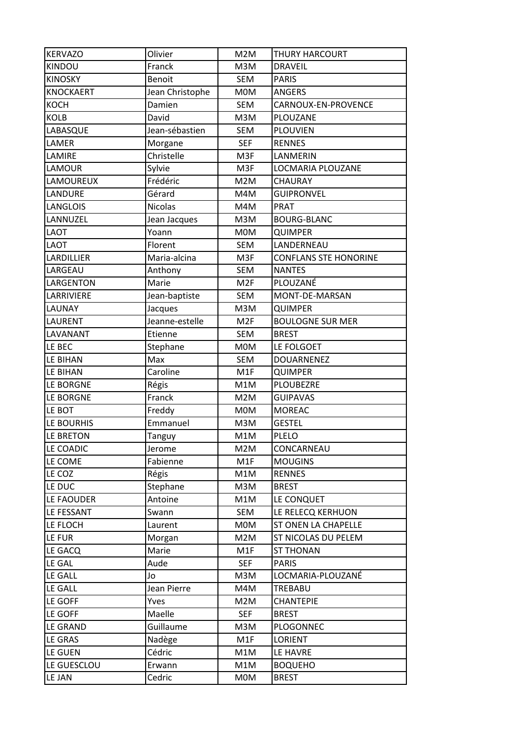| KERVAZO | Olivier | M2M | THURY HARCOURT |
|---|---|---|---|
| KINDOU | Franck | M3M | DRAVEIL |
| KINOSKY | Benoit | SEM | PARIS |
| KNOCKAERT | Jean Christophe | M0M | ANGERS |
| KOCH | Damien | SEM | CARNOUX-EN-PROVENCE |
| KOLB | David | M3M | PLOUZANE |
| LABASQUE | Jean-sébastien | SEM | PLOUVIEN |
| LAMER | Morgane | SEF | RENNES |
| LAMIRE | Christelle | M3F | LANMERIN |
| LAMOUR | Sylvie | M3F | LOCMARIA PLOUZANE |
| LAMOUREUX | Frédéric | M2M | CHAURAY |
| LANDURE | Gérard | M4M | GUIPRONVEL |
| LANGLOIS | Nicolas | M4M | PRAT |
| LANNUZEL | Jean Jacques | M3M | BOURG-BLANC |
| LAOT | Yoann | M0M | QUIMPER |
| LAOT | Florent | SEM | LANDERNEAU |
| LARDILLIER | Maria-alcina | M3F | CONFLANS STE HONORINE |
| LARGEAU | Anthony | SEM | NANTES |
| LARGENTON | Marie | M2F | PLOUZANÉ |
| LARRIVIERE | Jean-baptiste | SEM | MONT-DE-MARSAN |
| LAUNAY | Jacques | M3M | QUIMPER |
| LAURENT | Jeanne-estelle | M2F | BOULOGNE SUR MER |
| LAVANANT | Etienne | SEM | BREST |
| LE BEC | Stephane | M0M | LE FOLGOET |
| LE BIHAN | Max | SEM | DOUARNENEZ |
| LE BIHAN | Caroline | M1F | QUIMPER |
| LE BORGNE | Régis | M1M | PLOUBEZRE |
| LE BORGNE | Franck | M2M | GUIPAVAS |
| LE BOT | Freddy | M0M | MOREAC |
| LE BOURHIS | Emmanuel | M3M | GESTEL |
| LE BRETON | Tanguy | M1M | PLELO |
| LE COADIC | Jerome | M2M | CONCARNEAU |
| LE COME | Fabienne | M1F | MOUGINS |
| LE COZ | Régis | M1M | RENNES |
| LE DUC | Stephane | M3M | BREST |
| LE FAOUDER | Antoine | M1M | LE CONQUET |
| LE FESSANT | Swann | SEM | LE RELECQ KERHUON |
| LE FLOCH | Laurent | M0M | ST ONEN LA CHAPELLE |
| LE FUR | Morgan | M2M | ST NICOLAS DU PELEM |
| LE GACQ | Marie | M1F | ST THONAN |
| LE GAL | Aude | SEF | PARIS |
| LE GALL | Jo | M3M | LOCMARIA-PLOUZANÉ |
| LE GALL | Jean Pierre | M4M | TREBABU |
| LE GOFF | Yves | M2M | CHANTEPIE |
| LE GOFF | Maelle | SEF | BREST |
| LE GRAND | Guillaume | M3M | PLOGONNEC |
| LE GRAS | Nadège | M1F | LORIENT |
| LE GUEN | Cédric | M1M | LE HAVRE |
| LE GUESCLOU | Erwann | M1M | BOQUEHO |
| LE JAN | Cedric | M0M | BREST |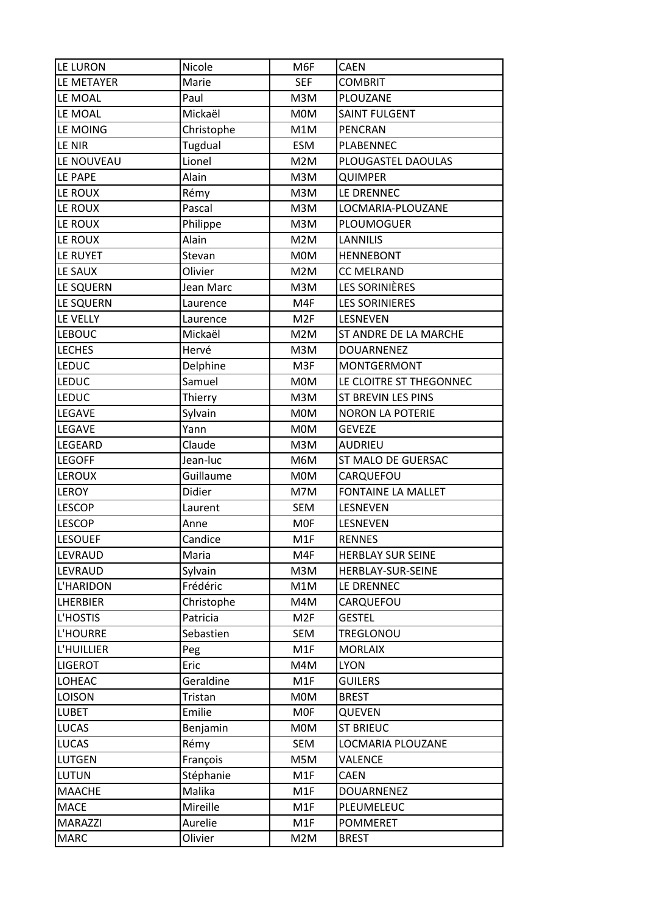| LE LURON | Nicole | M6F | CAEN |
|---|---|---|---|
| LE METAYER | Marie | SEF | COMBRIT |
| LE MOAL | Paul | M3M | PLOUZANE |
| LE MOAL | Mickaël | M0M | SAINT FULGENT |
| LE MOING | Christophe | M1M | PENCRAN |
| LE NIR | Tugdual | ESM | PLABENNEC |
| LE NOUVEAU | Lionel | M2M | PLOUGASTEL DAOULAS |
| LE PAPE | Alain | M3M | QUIMPER |
| LE ROUX | Rémy | M3M | LE DRENNEC |
| LE ROUX | Pascal | M3M | LOCMARIA-PLOUZANE |
| LE ROUX | Philippe | M3M | PLOUMOGUER |
| LE ROUX | Alain | M2M | LANNILIS |
| LE RUYET | Stevan | M0M | HENNEBONT |
| LE SAUX | Olivier | M2M | CC MELRAND |
| LE SQUERN | Jean Marc | M3M | LES SORINIÈRES |
| LE SQUERN | Laurence | M4F | LES SORINIERES |
| LE VELLY | Laurence | M2F | LESNEVEN |
| LEBOUC | Mickaël | M2M | ST ANDRE DE LA MARCHE |
| LECHES | Hervé | M3M | DOUARNENEZ |
| LEDUC | Delphine | M3F | MONTGERMONT |
| LEDUC | Samuel | M0M | LE CLOITRE ST THEGONNEC |
| LEDUC | Thierry | M3M | ST BREVIN LES PINS |
| LEGAVE | Sylvain | M0M | NORON LA POTERIE |
| LEGAVE | Yann | M0M | GEVEZE |
| LEGEARD | Claude | M3M | AUDRIEU |
| LEGOFF | Jean-luc | M6M | ST MALO DE GUERSAC |
| LEROUX | Guillaume | M0M | CARQUEFOU |
| LEROY | Didier | M7M | FONTAINE LA MALLET |
| LESCOP | Laurent | SEM | LESNEVEN |
| LESCOP | Anne | M0F | LESNEVEN |
| LESOUEF | Candice | M1F | RENNES |
| LEVRAUD | Maria | M4F | HERBLAY SUR SEINE |
| LEVRAUD | Sylvain | M3M | HERBLAY-SUR-SEINE |
| L'HARIDON | Frédéric | M1M | LE DRENNEC |
| LHERBIER | Christophe | M4M | CARQUEFOU |
| L'HOSTIS | Patricia | M2F | GESTEL |
| L'HOURRE | Sebastien | SEM | TREGLONOU |
| L'HUILLIER | Peg | M1F | MORLAIX |
| LIGEROT | Eric | M4M | LYON |
| LOHEAC | Geraldine | M1F | GUILERS |
| LOISON | Tristan | M0M | BREST |
| LUBET | Emilie | M0F | QUEVEN |
| LUCAS | Benjamin | M0M | ST BRIEUC |
| LUCAS | Rémy | SEM | LOCMARIA PLOUZANE |
| LUTGEN | François | M5M | VALENCE |
| LUTUN | Stéphanie | M1F | CAEN |
| MAACHE | Malika | M1F | DOUARNENEZ |
| MACE | Mireille | M1F | PLEUMELEUC |
| MARAZZI | Aurelie | M1F | POMMERET |
| MARC | Olivier | M2M | BREST |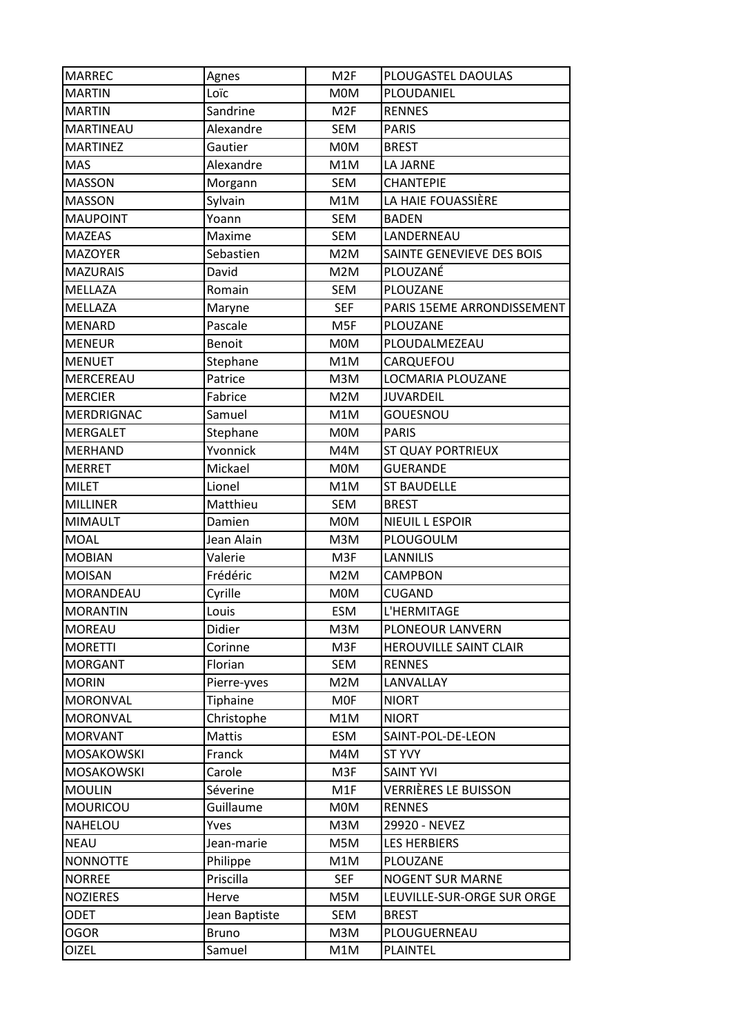| MARREC | Agnes | M2F | PLOUGASTEL DAOULAS |
|---|---|---|---|
| MARTIN | Loïc | M0M | PLOUDANIEL |
| MARTIN | Sandrine | M2F | RENNES |
| MARTINEAU | Alexandre | SEM | PARIS |
| MARTINEZ | Gautier | M0M | BREST |
| MAS | Alexandre | M1M | LA JARNE |
| MASSON | Morgann | SEM | CHANTEPIE |
| MASSON | Sylvain | M1M | LA HAIE FOUASSIÈRE |
| MAUPOINT | Yoann | SEM | BADEN |
| MAZEAS | Maxime | SEM | LANDERNEAU |
| MAZOYER | Sebastien | M2M | SAINTE GENEVIEVE DES BOIS |
| MAZURAIS | David | M2M | PLOUZANÉ |
| MELLAZA | Romain | SEM | PLOUZANE |
| MELLAZA | Maryne | SEF | PARIS 15EME ARRONDISSEMENT |
| MENARD | Pascale | M5F | PLOUZANE |
| MENEUR | Benoit | M0M | PLOUDALMEZEAU |
| MENUET | Stephane | M1M | CARQUEFOU |
| MERCEREAU | Patrice | M3M | LOCMARIA PLOUZANE |
| MERCIER | Fabrice | M2M | JUVARDEIL |
| MERDRIGNAC | Samuel | M1M | GOUESNOU |
| MERGALET | Stephane | M0M | PARIS |
| MERHAND | Yvonnick | M4M | ST QUAY PORTRIEUX |
| MERRET | Mickael | M0M | GUERANDE |
| MILET | Lionel | M1M | ST BAUDELLE |
| MILLINER | Matthieu | SEM | BREST |
| MIMAULT | Damien | M0M | NIEUIL L ESPOIR |
| MOAL | Jean Alain | M3M | PLOUGOULM |
| MOBIAN | Valerie | M3F | LANNILIS |
| MOISAN | Frédéric | M2M | CAMPBON |
| MORANDEAU | Cyrille | M0M | CUGAND |
| MORANTIN | Louis | ESM | L'HERMITAGE |
| MOREAU | Didier | M3M | PLONEOUR LANVERN |
| MORETTI | Corinne | M3F | HEROUVILLE SAINT CLAIR |
| MORGANT | Florian | SEM | RENNES |
| MORIN | Pierre-yves | M2M | LANVALLAY |
| MORONVAL | Tiphaine | M0F | NIORT |
| MORONVAL | Christophe | M1M | NIORT |
| MORVANT | Mattis | ESM | SAINT-POL-DE-LEON |
| MOSAKOWSKI | Franck | M4M | ST YVY |
| MOSAKOWSKI | Carole | M3F | SAINT YVI |
| MOULIN | Séverine | M1F | VERRIÈRES LE BUISSON |
| MOURICOU | Guillaume | M0M | RENNES |
| NAHELOU | Yves | M3M | 29920 - NEVEZ |
| NEAU | Jean-marie | M5M | LES HERBIERS |
| NONNOTTE | Philippe | M1M | PLOUZANE |
| NORREE | Priscilla | SEF | NOGENT SUR MARNE |
| NOZIERES | Herve | M5M | LEUVILLE-SUR-ORGE SUR ORGE |
| ODET | Jean Baptiste | SEM | BREST |
| OGOR | Bruno | M3M | PLOUGUERNEAU |
| OIZEL | Samuel | M1M | PLAINTEL |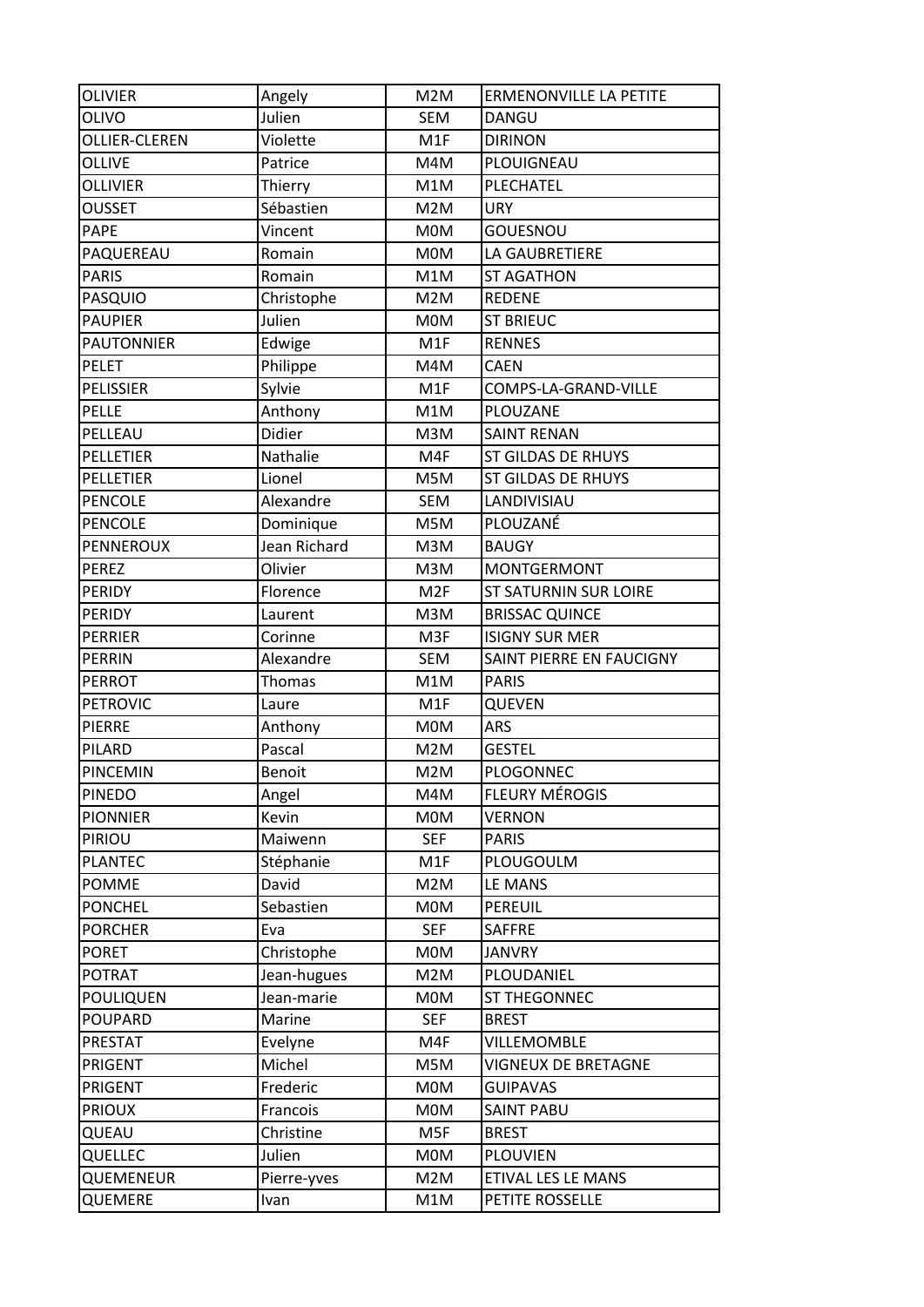| OLIVIER | Angely | M2M | ERMENONVILLE LA PETITE |
|---|---|---|---|
| OLIVO | Julien | SEM | DANGU |
| OLLIER-CLEREN | Violette | M1F | DIRINON |
| OLLIVE | Patrice | M4M | PLOUIGNEAU |
| OLLIVIER | Thierry | M1M | PLECHATEL |
| OUSSET | Sébastien | M2M | URY |
| PAPE | Vincent | M0M | GOUESNOU |
| PAQUEREAU | Romain | M0M | LA GAUBRETIERE |
| PARIS | Romain | M1M | ST AGATHON |
| PASQUIO | Christophe | M2M | REDENE |
| PAUPIER | Julien | M0M | ST BRIEUC |
| PAUTONNIER | Edwige | M1F | RENNES |
| PELET | Philippe | M4M | CAEN |
| PELISSIER | Sylvie | M1F | COMPS-LA-GRAND-VILLE |
| PELLE | Anthony | M1M | PLOUZANE |
| PELLEAU | Didier | M3M | SAINT RENAN |
| PELLETIER | Nathalie | M4F | ST GILDAS DE RHUYS |
| PELLETIER | Lionel | M5M | ST GILDAS DE RHUYS |
| PENCOLE | Alexandre | SEM | LANDIVISIAU |
| PENCOLE | Dominique | M5M | PLOUZANÉ |
| PENNEROUX | Jean Richard | M3M | BAUGY |
| PEREZ | Olivier | M3M | MONTGERMONT |
| PERIDY | Florence | M2F | ST SATURNIN SUR LOIRE |
| PERIDY | Laurent | M3M | BRISSAC QUINCE |
| PERRIER | Corinne | M3F | ISIGNY SUR MER |
| PERRIN | Alexandre | SEM | SAINT PIERRE EN FAUCIGNY |
| PERROT | Thomas | M1M | PARIS |
| PETROVIC | Laure | M1F | QUEVEN |
| PIERRE | Anthony | M0M | ARS |
| PILARD | Pascal | M2M | GESTEL |
| PINCEMIN | Benoit | M2M | PLOGONNEC |
| PINEDO | Angel | M4M | FLEURY MÉROGIS |
| PIONNIER | Kevin | M0M | VERNON |
| PIRIOU | Maiwenn | SEF | PARIS |
| PLANTEC | Stéphanie | M1F | PLOUGOULM |
| POMME | David | M2M | LE MANS |
| PONCHEL | Sebastien | M0M | PEREUIL |
| PORCHER | Eva | SEF | SAFFRE |
| PORET | Christophe | M0M | JANVRY |
| POTRAT | Jean-hugues | M2M | PLOUDANIEL |
| POULIQUEN | Jean-marie | M0M | ST THEGONNEC |
| POUPARD | Marine | SEF | BREST |
| PRESTAT | Evelyne | M4F | VILLEMOMBLE |
| PRIGENT | Michel | M5M | VIGNEUX DE BRETAGNE |
| PRIGENT | Frederic | M0M | GUIPAVAS |
| PRIOUX | Francois | M0M | SAINT PABU |
| QUEAU | Christine | M5F | BREST |
| QUELLEC | Julien | M0M | PLOUVIEN |
| QUEMENEUR | Pierre-yves | M2M | ETIVAL LES LE MANS |
| QUEMERE | Ivan | M1M | PETITE ROSSELLE |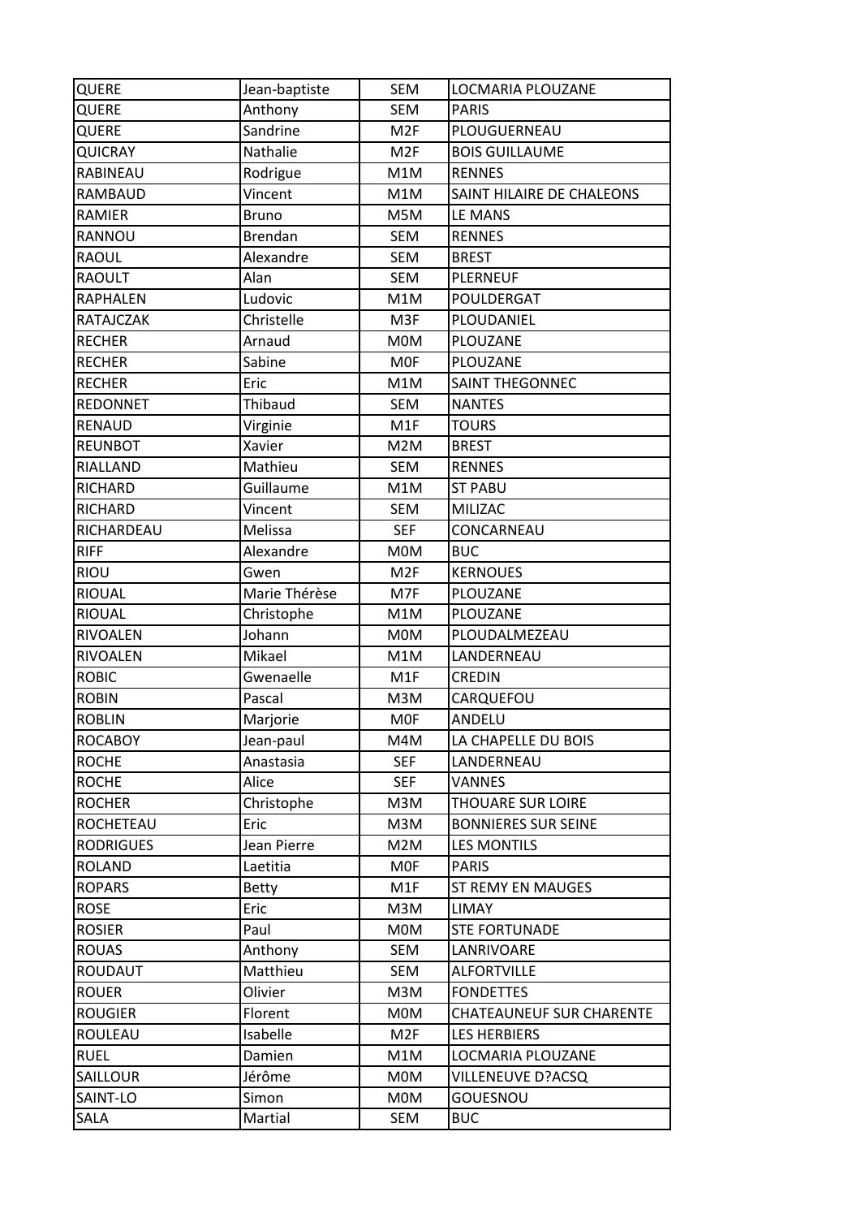| QUERE | Jean-baptiste | SEM | LOCMARIA PLOUZANE |
|---|---|---|---|
| QUERE | Anthony | SEM | PARIS |
| QUERE | Sandrine | M2F | PLOUGUERNEAU |
| QUICRAY | Nathalie | M2F | BOIS GUILLAUME |
| RABINEAU | Rodrigue | M1M | RENNES |
| RAMBAUD | Vincent | M1M | SAINT HILAIRE DE CHALEONS |
| RAMIER | Bruno | M5M | LE MANS |
| RANNOU | Brendan | SEM | RENNES |
| RAOUL | Alexandre | SEM | BREST |
| RAOULT | Alan | SEM | PLERNEUF |
| RAPHALEN | Ludovic | M1M | POULDERGAT |
| RATAJCZAK | Christelle | M3F | PLOUDANIEL |
| RECHER | Arnaud | M0M | PLOUZANE |
| RECHER | Sabine | M0F | PLOUZANE |
| RECHER | Eric | M1M | SAINT THEGONNEC |
| REDONNET | Thibaud | SEM | NANTES |
| RENAUD | Virginie | M1F | TOURS |
| REUNBOT | Xavier | M2M | BREST |
| RIALLAND | Mathieu | SEM | RENNES |
| RICHARD | Guillaume | M1M | ST PABU |
| RICHARD | Vincent | SEM | MILIZAC |
| RICHARDEAU | Melissa | SEF | CONCARNEAU |
| RIFF | Alexandre | M0M | BUC |
| RIOU | Gwen | M2F | KERNOUES |
| RIOUAL | Marie Thérèse | M7F | PLOUZANE |
| RIOUAL | Christophe | M1M | PLOUZANE |
| RIVOALEN | Johann | M0M | PLOUDALMEZEAU |
| RIVOALEN | Mikael | M1M | LANDERNEAU |
| ROBIC | Gwenaelle | M1F | CREDIN |
| ROBIN | Pascal | M3M | CARQUEFOU |
| ROBLIN | Marjorie | M0F | ANDELU |
| ROCABOY | Jean-paul | M4M | LA CHAPELLE DU BOIS |
| ROCHE | Anastasia | SEF | LANDERNEAU |
| ROCHE | Alice | SEF | VANNES |
| ROCHER | Christophe | M3M | THOUARE SUR LOIRE |
| ROCHETEAU | Eric | M3M | BONNIERES SUR SEINE |
| RODRIGUES | Jean Pierre | M2M | LES MONTILS |
| ROLAND | Laetitia | M0F | PARIS |
| ROPARS | Betty | M1F | ST REMY EN MAUGES |
| ROSE | Eric | M3M | LIMAY |
| ROSIER | Paul | M0M | STE FORTUNADE |
| ROUAS | Anthony | SEM | LANRIVOARE |
| ROUDAUT | Matthieu | SEM | ALFORTVILLE |
| ROUER | Olivier | M3M | FONDETTES |
| ROUGIER | Florent | M0M | CHATEAUNEUF SUR CHARENTE |
| ROULEAU | Isabelle | M2F | LES HERBIERS |
| RUEL | Damien | M1M | LOCMARIA PLOUZANE |
| SAILLOUR | Jérôme | M0M | VILLENEUVE D?ACSQ |
| SAINT-LO | Simon | M0M | GOUESNOU |
| SALA | Martial | SEM | BUC |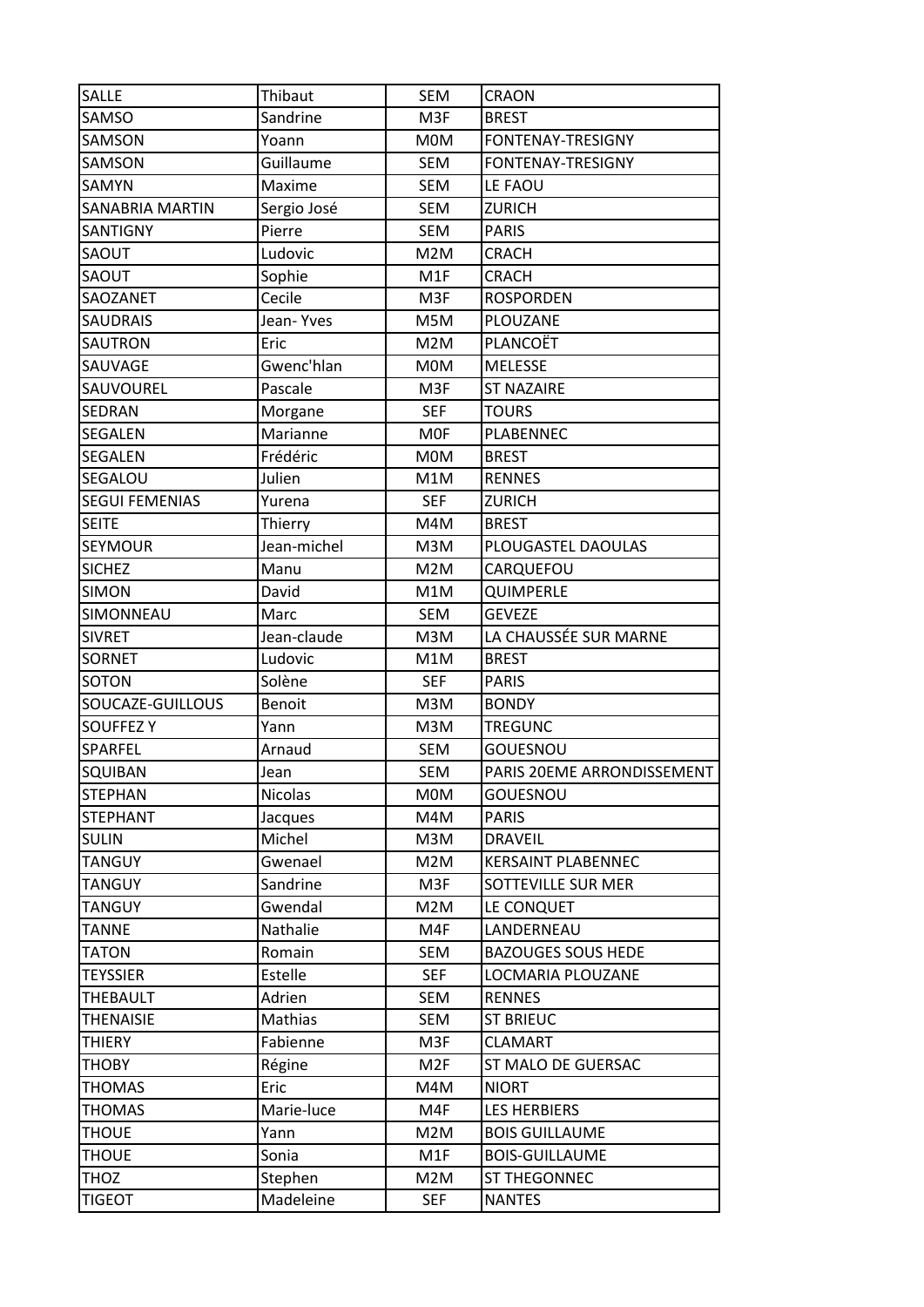| SALLE | Thibaut | SEM | CRAON |
|---|---|---|---|
| SAMSO | Sandrine | M3F | BREST |
| SAMSON | Yoann | M0M | FONTENAY-TRESIGNY |
| SAMSON | Guillaume | SEM | FONTENAY-TRESIGNY |
| SAMYN | Maxime | SEM | LE FAOU |
| SANABRIA MARTIN | Sergio José | SEM | ZURICH |
| SANTIGNY | Pierre | SEM | PARIS |
| SAOUT | Ludovic | M2M | CRACH |
| SAOUT | Sophie | M1F | CRACH |
| SAOZANET | Cecile | M3F | ROSPORDEN |
| SAUDRAIS | Jean- Yves | M5M | PLOUZANE |
| SAUTRON | Eric | M2M | PLANCOËT |
| SAUVAGE | Gwenc'hlan | M0M | MELESSE |
| SAUVOUREL | Pascale | M3F | ST NAZAIRE |
| SEDRAN | Morgane | SEF | TOURS |
| SEGALEN | Marianne | M0F | PLABENNEC |
| SEGALEN | Frédéric | M0M | BREST |
| SEGALOU | Julien | M1M | RENNES |
| SEGUI FEMENIAS | Yurena | SEF | ZURICH |
| SEITE | Thierry | M4M | BREST |
| SEYMOUR | Jean-michel | M3M | PLOUGASTEL DAOULAS |
| SICHEZ | Manu | M2M | CARQUEFOU |
| SIMON | David | M1M | QUIMPERLE |
| SIMONNEAU | Marc | SEM | GEVEZE |
| SIVRET | Jean-claude | M3M | LA CHAUSSÉE SUR MARNE |
| SORNET | Ludovic | M1M | BREST |
| SOTON | Solène | SEF | PARIS |
| SOUCAZE-GUILLOUS | Benoit | M3M | BONDY |
| SOUFFEZ Y | Yann | M3M | TREGUNC |
| SPARFEL | Arnaud | SEM | GOUESNOU |
| SQUIBAN | Jean | SEM | PARIS 20EME ARRONDISSEMENT |
| STEPHAN | Nicolas | M0M | GOUESNOU |
| STEPHANT | Jacques | M4M | PARIS |
| SULIN | Michel | M3M | DRAVEIL |
| TANGUY | Gwenael | M2M | KERSAINT PLABENNEC |
| TANGUY | Sandrine | M3F | SOTTEVILLE SUR MER |
| TANGUY | Gwendal | M2M | LE CONQUET |
| TANNE | Nathalie | M4F | LANDERNEAU |
| TATON | Romain | SEM | BAZOUGES SOUS HEDE |
| TEYSSIER | Estelle | SEF | LOCMARIA PLOUZANE |
| THEBAULT | Adrien | SEM | RENNES |
| THENAISIE | Mathias | SEM | ST BRIEUC |
| THIERY | Fabienne | M3F | CLAMART |
| THOBY | Régine | M2F | ST MALO DE GUERSAC |
| THOMAS | Eric | M4M | NIORT |
| THOMAS | Marie-luce | M4F | LES HERBIERS |
| THOUE | Yann | M2M | BOIS GUILLAUME |
| THOUE | Sonia | M1F | BOIS-GUILLAUME |
| THOZ | Stephen | M2M | ST THEGONNEC |
| TIGEOT | Madeleine | SEF | NANTES |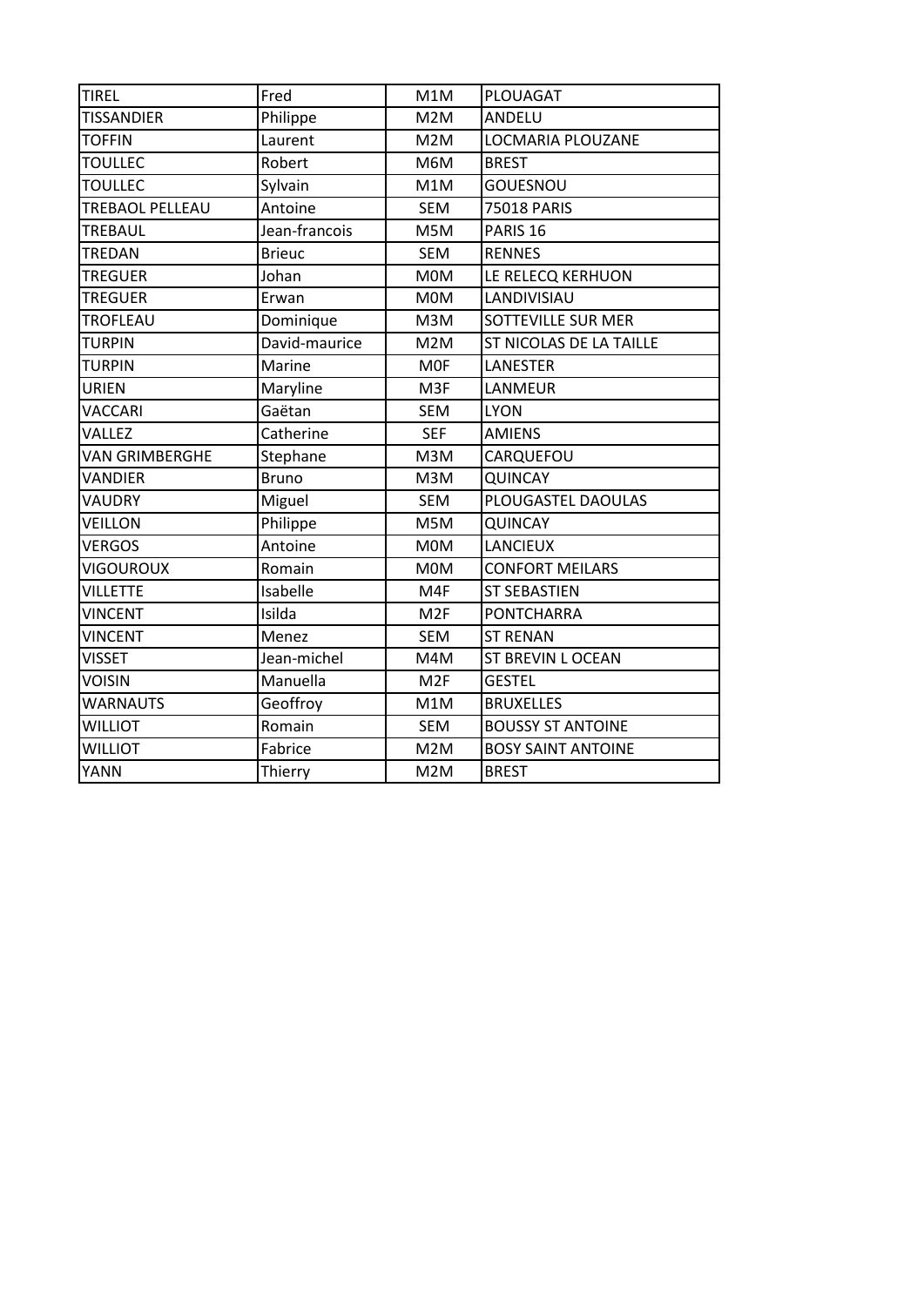| | | | |
|---|---|---|---|
| TIREL | Fred | M1M | PLOUAGAT |
| TISSANDIER | Philippe | M2M | ANDELU |
| TOFFIN | Laurent | M2M | LOCMARIA PLOUZANE |
| TOULLEC | Robert | M6M | BREST |
| TOULLEC | Sylvain | M1M | GOUESNOU |
| TREBAOL PELLEAU | Antoine | SEM | 75018 PARIS |
| TREBAUL | Jean-francois | M5M | PARIS 16 |
| TREDAN | Brieuc | SEM | RENNES |
| TREGUER | Johan | M0M | LE RELECQ KERHUON |
| TREGUER | Erwan | M0M | LANDIVISIAU |
| TROFLEAU | Dominique | M3M | SOTTEVILLE SUR MER |
| TURPIN | David-maurice | M2M | ST NICOLAS DE LA TAILLE |
| TURPIN | Marine | M0F | LANESTER |
| URIEN | Maryline | M3F | LANMEUR |
| VACCARI | Gaëtan | SEM | LYON |
| VALLEZ | Catherine | SEF | AMIENS |
| VAN GRIMBERGHE | Stephane | M3M | CARQUEFOU |
| VANDIER | Bruno | M3M | QUINCAY |
| VAUDRY | Miguel | SEM | PLOUGASTEL DAOULAS |
| VEILLON | Philippe | M5M | QUINCAY |
| VERGOS | Antoine | M0M | LANCIEUX |
| VIGOUROUX | Romain | M0M | CONFORT MEILARS |
| VILLETTE | Isabelle | M4F | ST SEBASTIEN |
| VINCENT | Isilda | M2F | PONTCHARRA |
| VINCENT | Menez | SEM | ST RENAN |
| VISSET | Jean-michel | M4M | ST BREVIN L OCEAN |
| VOISIN | Manuella | M2F | GESTEL |
| WARNAUTS | Geoffroy | M1M | BRUXELLES |
| WILLIOT | Romain | SEM | BOUSSY ST ANTOINE |
| WILLIOT | Fabrice | M2M | BOSY SAINT ANTOINE |
| YANN | Thierry | M2M | BREST |